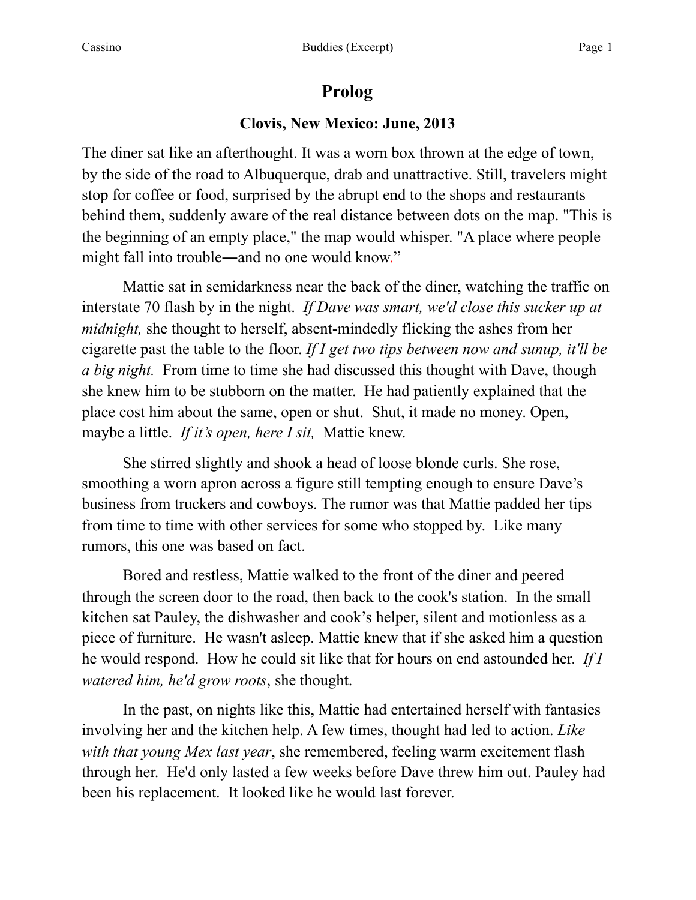# Prolog

## Clovis, New Mexico: June, 2013

The diner sat like an afterthought. It was a worn box thrown at the edge of town, by the side of the road to Albuquerque, drab and unattractive. Still, travelers might stop for coffee or food, surprised by the abrupt end to the shops and restaurants behind them, suddenly aware of the real distance between dots on the map. "This is the beginning of an empty place," the map would whisper. "A place where people might fall into trouble—and no one would know."

Mattie sat in semidarkness near the back of the diner, watching the traffic on interstate 70 flash by in the night. *If Dave was smart, we'd close this sucker up at midnight,* she thought to herself, absent-mindedly flicking the ashes from her cigarette past the table to the floor. *If I get two tips between now and sunup, it'll be a big night.* From time to time she had discussed this thought with Dave, though she knew him to be stubborn on the matter. He had patiently explained that the place cost him about the same, open or shut. Shut, it made no money. Open, maybe a little. *If it's open, here I sit,* Mattie knew.

She stirred slightly and shook a head of loose blonde curls. She rose, smoothing a worn apron across a figure still tempting enough to ensure Dave's business from truckers and cowboys. The rumor was that Mattie padded her tips from time to time with other services for some who stopped by. Like many rumors, this one was based on fact.

Bored and restless, Mattie walked to the front of the diner and peered through the screen door to the road, then back to the cook's station. In the small kitchen sat Pauley, the dishwasher and cook's helper, silent and motionless as a piece of furniture. He wasn't asleep. Mattie knew that if she asked him a question he would respond. How he could sit like that for hours on end astounded her. *If I watered him, he'd grow roots*, she thought.

In the past, on nights like this, Mattie had entertained herself with fantasies involving her and the kitchen help. A few times, thought had led to action. *Like with that young Mex last year*, she remembered, feeling warm excitement flash through her. He'd only lasted a few weeks before Dave threw him out. Pauley had been his replacement. It looked like he would last forever.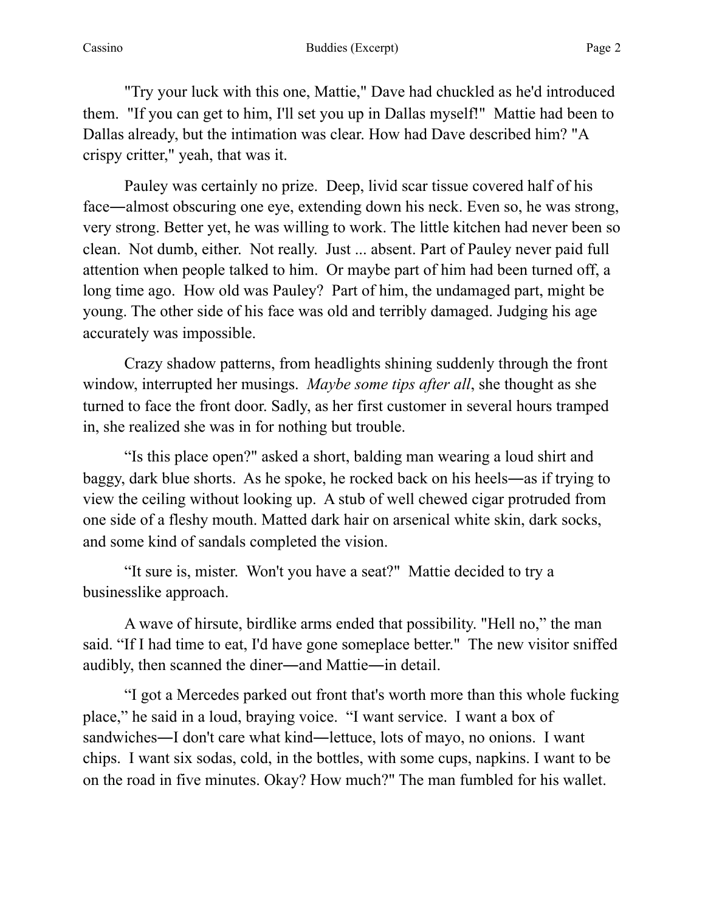"Try your luck with this one, Mattie," Dave had chuckled as he'd introduced them. "If you can get to him, I'll set you up in Dallas myself!" Mattie had been to Dallas already, but the intimation was clear. How had Dave described him? "A crispy critter," yeah, that was it.

Pauley was certainly no prize. Deep, livid scar tissue covered half of his face—almost obscuring one eye, extending down his neck. Even so, he was strong, very strong. Better yet, he was willing to work. The little kitchen had never been so clean. Not dumb, either. Not really. Just ... absent. Part of Pauley never paid full attention when people talked to him. Or maybe part of him had been turned off, a long time ago. How old was Pauley? Part of him, the undamaged part, might be young. The other side of his face was old and terribly damaged. Judging his age accurately was impossible.

Crazy shadow patterns, from headlights shining suddenly through the front window, interrupted her musings. *Maybe some tips after all*, she thought as she turned to face the front door. Sadly, as her first customer in several hours tramped in, she realized she was in for nothing but trouble.

"Is this place open?" asked a short, balding man wearing a loud shirt and baggy, dark blue shorts. As he spoke, he rocked back on his heels—as if trying to view the ceiling without looking up. A stub of well chewed cigar protruded from one side of a fleshy mouth. Matted dark hair on arsenical white skin, dark socks, and some kind of sandals completed the vision.

"It sure is, mister. Won't you have a seat?" Mattie decided to try a businesslike approach.

A wave of hirsute, birdlike arms ended that possibility. "Hell no," the man said. "If I had time to eat, I'd have gone someplace better." The new visitor sniffed audibly, then scanned the diner—and Mattie—in detail.

"I got a Mercedes parked out front that's worth more than this whole fucking place," he said in a loud, braying voice. "I want service. I want a box of sandwiches—I don't care what kind—lettuce, lots of mayo, no onions. I want chips. I want six sodas, cold, in the bottles, with some cups, napkins. I want to be on the road in five minutes. Okay? How much?" The man fumbled for his wallet.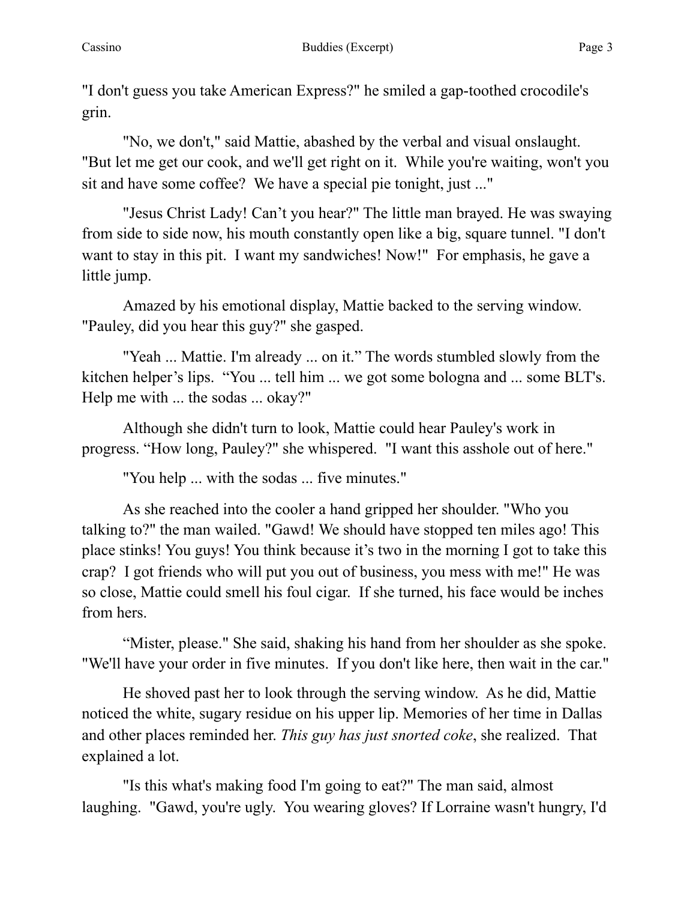"I don't guess you take American Express?" he smiled a gap-toothed crocodile's grin.

"No, we don't," said Mattie, abashed by the verbal and visual onslaught. "But let me get our cook, and we'll get right on it. While you're waiting, won't you sit and have some coffee? We have a special pie tonight, just ..."

"Jesus Christ Lady! Can't you hear?" The little man brayed. He was swaying from side to side now, his mouth constantly open like a big, square tunnel. "I don't want to stay in this pit. I want my sandwiches! Now!" For emphasis, he gave a little jump.

Amazed by his emotional display, Mattie backed to the serving window. "Pauley, did you hear this guy?" she gasped.

"Yeah ... Mattie. I'm already ... on it." The words stumbled slowly from the kitchen helper's lips. "You ... tell him ... we got some bologna and ... some BLT's. Help me with ... the sodas ... okay?"

Although she didn't turn to look, Mattie could hear Pauley's work in progress. "How long, Pauley?" she whispered. "I want this asshole out of here."

"You help ... with the sodas ... five minutes."

As she reached into the cooler a hand gripped her shoulder. "Who you talking to?" the man wailed. "Gawd! We should have stopped ten miles ago! This place stinks! You guys! You think because it's two in the morning I got to take this crap? I got friends who will put you out of business, you mess with me!" He was so close, Mattie could smell his foul cigar. If she turned, his face would be inches from hers.

"Mister, please." She said, shaking his hand from her shoulder as she spoke. "We'll have your order in five minutes. If you don't like here, then wait in the car."

He shoved past her to look through the serving window. As he did, Mattie noticed the white, sugary residue on his upper lip. Memories of her time in Dallas and other places reminded her. *This guy has just snorted coke*, she realized. That explained a lot.

"Is this what's making food I'm going to eat?" The man said, almost laughing. "Gawd, you're ugly. You wearing gloves? If Lorraine wasn't hungry, I'd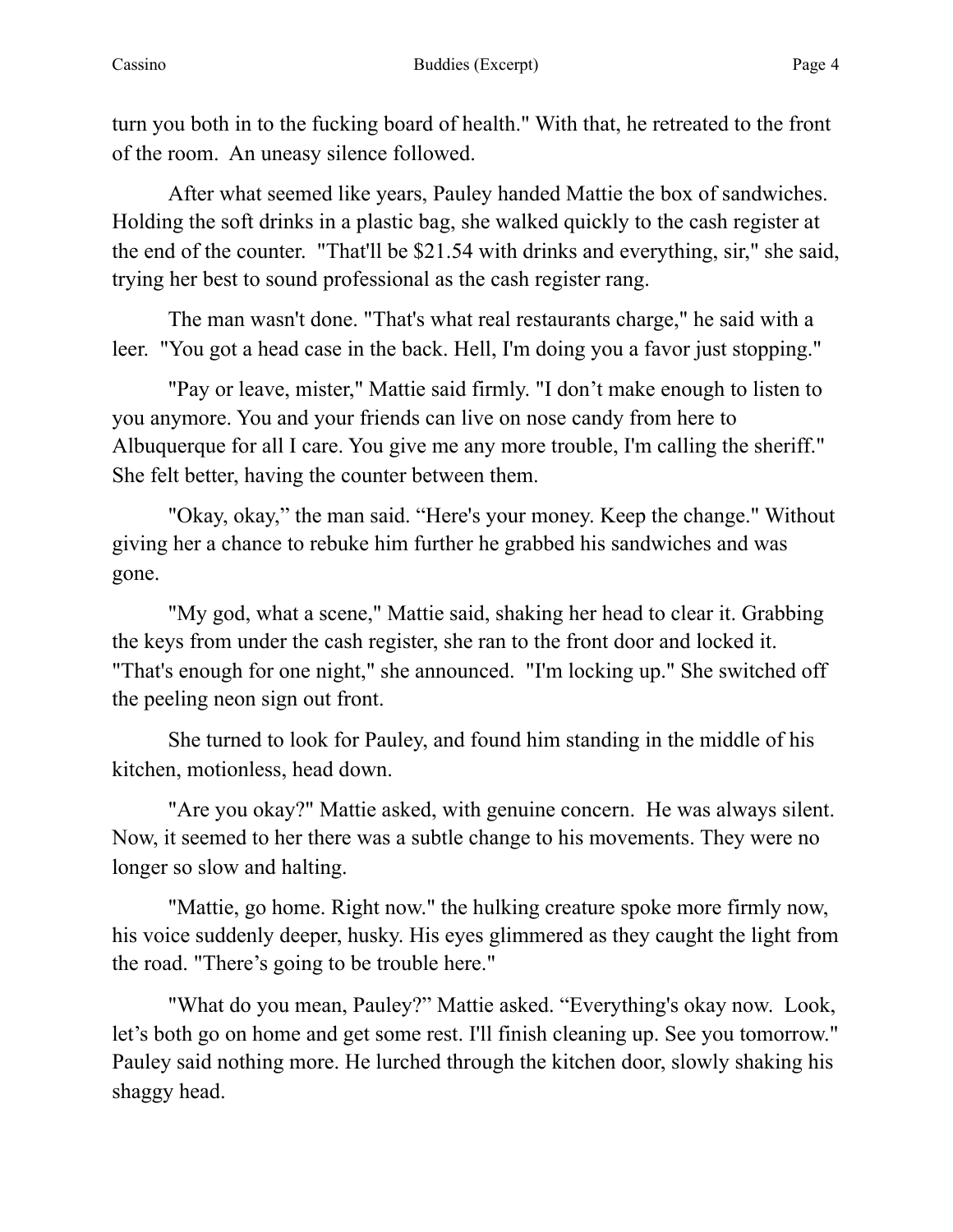turn you both in to the fucking board of health." With that, he retreated to the front of the room. An uneasy silence followed.

After what seemed like years, Pauley handed Mattie the box of sandwiches. Holding the soft drinks in a plastic bag, she walked quickly to the cash register at the end of the counter. "That'll be $21.54 with drinks and everything, sir," she said, trying her best to sound professional as the cash register rang.

The man wasn't done. "That's what real restaurants charge," he said with a leer. "You got a head case in the back. Hell, I'm doing you a favor just stopping."

"Pay or leave, mister," Mattie said firmly. "I don't make enough to listen to you anymore. You and your friends can live on nose candy from here to Albuquerque for all I care. You give me any more trouble, I'm calling the sheriff." She felt better, having the counter between them.

"Okay, okay," the man said. "Here's your money. Keep the change." Without giving her a chance to rebuke him further he grabbed his sandwiches and was gone.

"My god, what a scene," Mattie said, shaking her head to clear it. Grabbing the keys from under the cash register, she ran to the front door and locked it. "That's enough for one night," she announced. "I'm locking up." She switched off the peeling neon sign out front.

She turned to look for Pauley, and found him standing in the middle of his kitchen, motionless, head down.

"Are you okay?" Mattie asked, with genuine concern. He was always silent. Now, it seemed to her there was a subtle change to his movements. They were no longer so slow and halting.

"Mattie, go home. Right now." the hulking creature spoke more firmly now, his voice suddenly deeper, husky. His eyes glimmered as they caught the light from the road. "There's going to be trouble here."

"What do you mean, Pauley?" Mattie asked. "Everything's okay now. Look, let's both go on home and get some rest. I'll finish cleaning up. See you tomorrow." Pauley said nothing more. He lurched through the kitchen door, slowly shaking his shaggy head.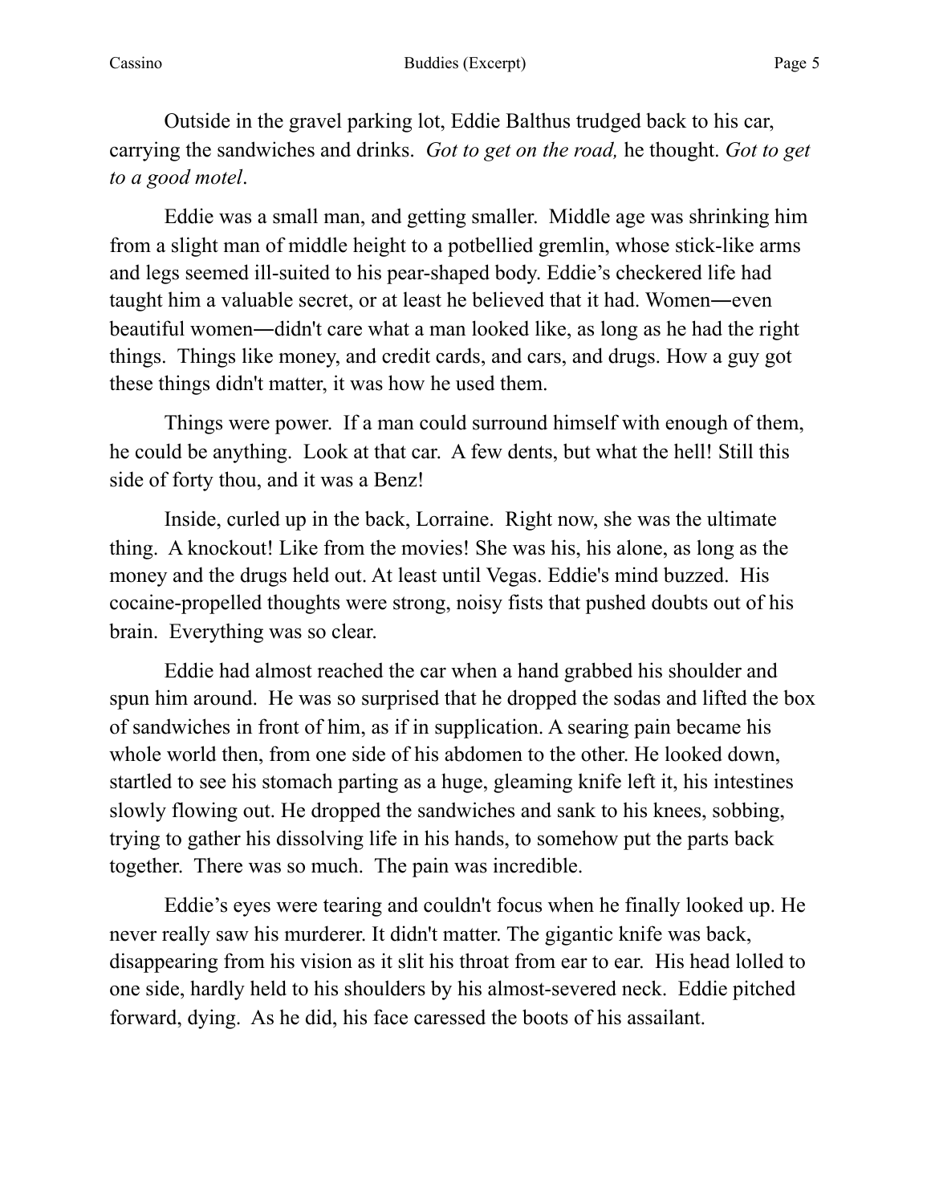Outside in the gravel parking lot, Eddie Balthus trudged back to his car, carrying the sandwiches and drinks. *Got to get on the road,* he thought. *Got to get to a good motel*.

Eddie was a small man, and getting smaller. Middle age was shrinking him from a slight man of middle height to a potbellied gremlin, whose stick-like arms and legs seemed ill-suited to his pear-shaped body. Eddie's checkered life had taught him a valuable secret, or at least he believed that it had. Women—even beautiful women—didn't care what a man looked like, as long as he had the right things. Things like money, and credit cards, and cars, and drugs. How a guy got these things didn't matter, it was how he used them.

Things were power. If a man could surround himself with enough of them, he could be anything. Look at that car. A few dents, but what the hell! Still this side of forty thou, and it was a Benz!

Inside, curled up in the back, Lorraine. Right now, she was the ultimate thing. A knockout! Like from the movies! She was his, his alone, as long as the money and the drugs held out. At least until Vegas. Eddie's mind buzzed. His cocaine-propelled thoughts were strong, noisy fists that pushed doubts out of his brain. Everything was so clear.

Eddie had almost reached the car when a hand grabbed his shoulder and spun him around. He was so surprised that he dropped the sodas and lifted the box of sandwiches in front of him, as if in supplication. A searing pain became his whole world then, from one side of his abdomen to the other. He looked down, startled to see his stomach parting as a huge, gleaming knife left it, his intestines slowly flowing out. He dropped the sandwiches and sank to his knees, sobbing, trying to gather his dissolving life in his hands, to somehow put the parts back together. There was so much. The pain was incredible.

Eddie's eyes were tearing and couldn't focus when he finally looked up. He never really saw his murderer. It didn't matter. The gigantic knife was back, disappearing from his vision as it slit his throat from ear to ear. His head lolled to one side, hardly held to his shoulders by his almost-severed neck. Eddie pitched forward, dying. As he did, his face caressed the boots of his assailant.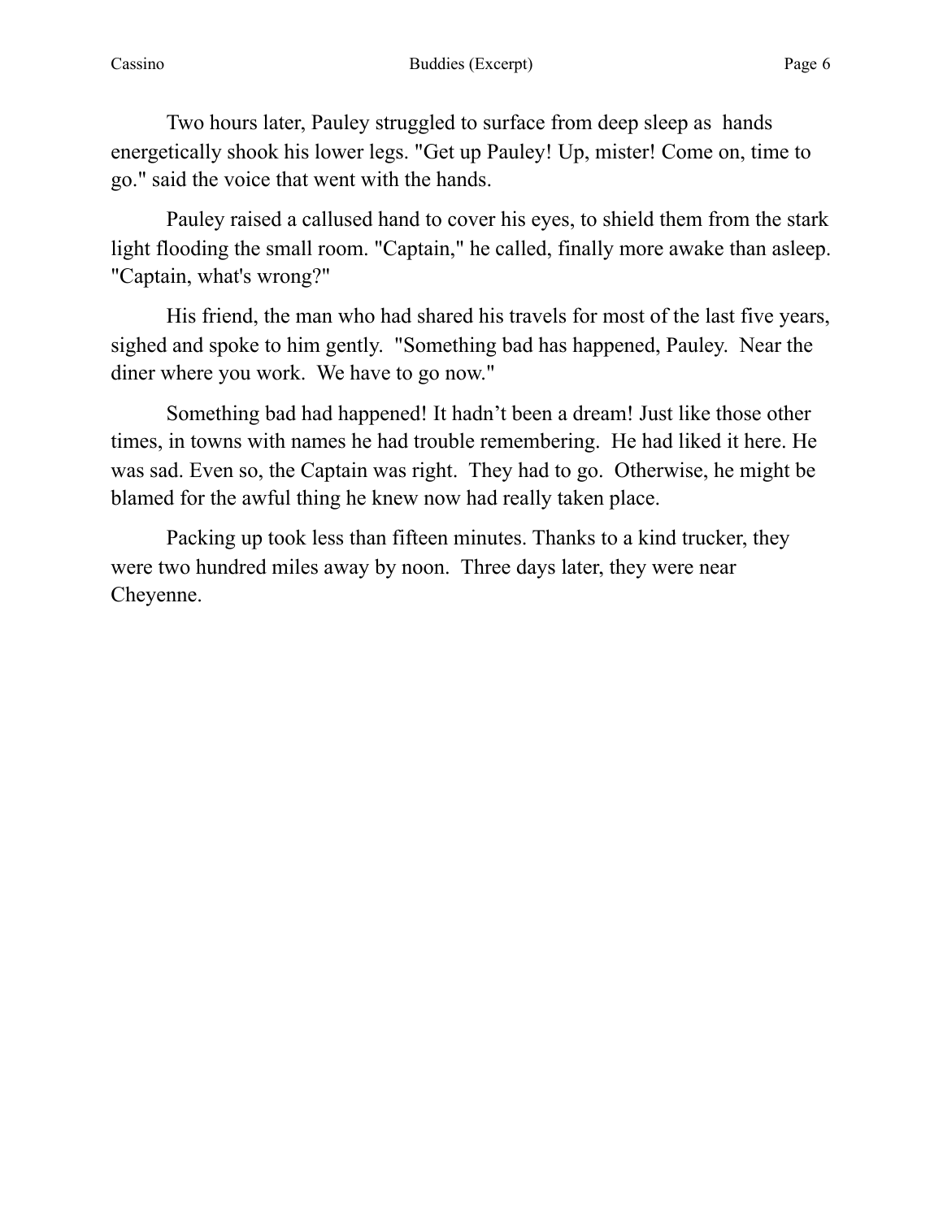Two hours later, Pauley struggled to surface from deep sleep as hands energetically shook his lower legs. "Get up Pauley! Up, mister! Come on, time to go." said the voice that went with the hands.

Pauley raised a callused hand to cover his eyes, to shield them from the stark light flooding the small room. "Captain," he called, finally more awake than asleep. "Captain, what's wrong?"

His friend, the man who had shared his travels for most of the last five years, sighed and spoke to him gently. "Something bad has happened, Pauley. Near the diner where you work. We have to go now."

Something bad had happened! It hadn't been a dream! Just like those other times, in towns with names he had trouble remembering. He had liked it here. He was sad. Even so, the Captain was right. They had to go. Otherwise, he might be blamed for the awful thing he knew now had really taken place.

Packing up took less than fifteen minutes. Thanks to a kind trucker, they were two hundred miles away by noon. Three days later, they were near Cheyenne.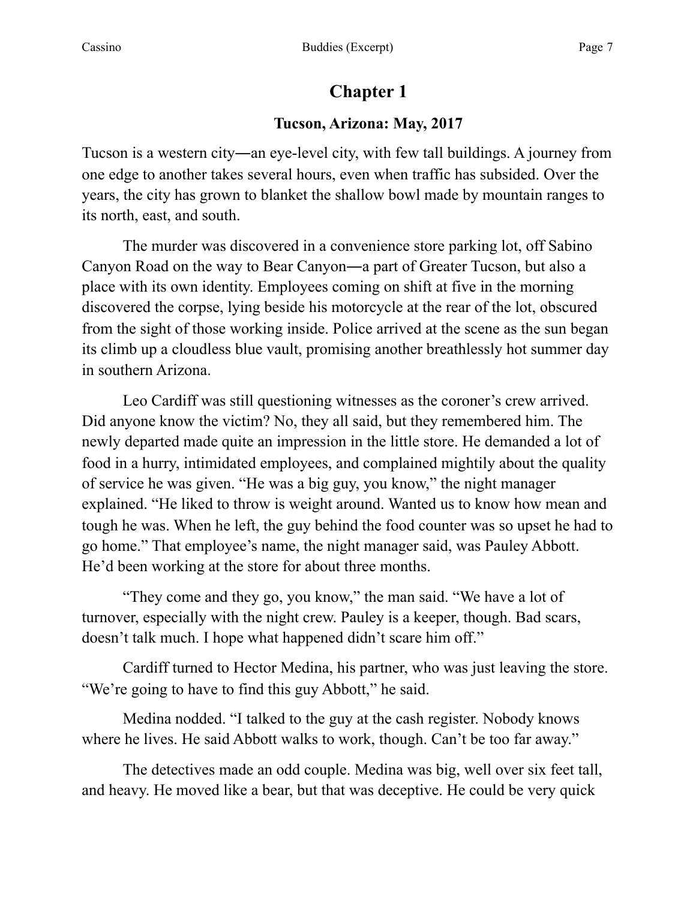## Chapter 1

### Tucson, Arizona: May, 2017

Tucson is a western city—an eye-level city, with few tall buildings. A journey from one edge to another takes several hours, even when traffic has subsided. Over the years, the city has grown to blanket the shallow bowl made by mountain ranges to its north, east, and south.

The murder was discovered in a convenience store parking lot, off Sabino Canyon Road on the way to Bear Canyon—a part of Greater Tucson, but also a place with its own identity. Employees coming on shift at five in the morning discovered the corpse, lying beside his motorcycle at the rear of the lot, obscured from the sight of those working inside. Police arrived at the scene as the sun began its climb up a cloudless blue vault, promising another breathlessly hot summer day in southern Arizona.

Leo Cardiff was still questioning witnesses as the coroner's crew arrived. Did anyone know the victim? No, they all said, but they remembered him. The newly departed made quite an impression in the little store. He demanded a lot of food in a hurry, intimidated employees, and complained mightily about the quality of service he was given. "He was a big guy, you know," the night manager explained. "He liked to throw is weight around. Wanted us to know how mean and tough he was. When he left, the guy behind the food counter was so upset he had to go home." That employee's name, the night manager said, was Pauley Abbott. He'd been working at the store for about three months.

"They come and they go, you know," the man said. "We have a lot of turnover, especially with the night crew. Pauley is a keeper, though. Bad scars, doesn't talk much. I hope what happened didn't scare him off."

Cardiff turned to Hector Medina, his partner, who was just leaving the store. "We're going to have to find this guy Abbott," he said.

Medina nodded. "I talked to the guy at the cash register. Nobody knows where he lives. He said Abbott walks to work, though. Can't be too far away."

The detectives made an odd couple. Medina was big, well over six feet tall, and heavy. He moved like a bear, but that was deceptive. He could be very quick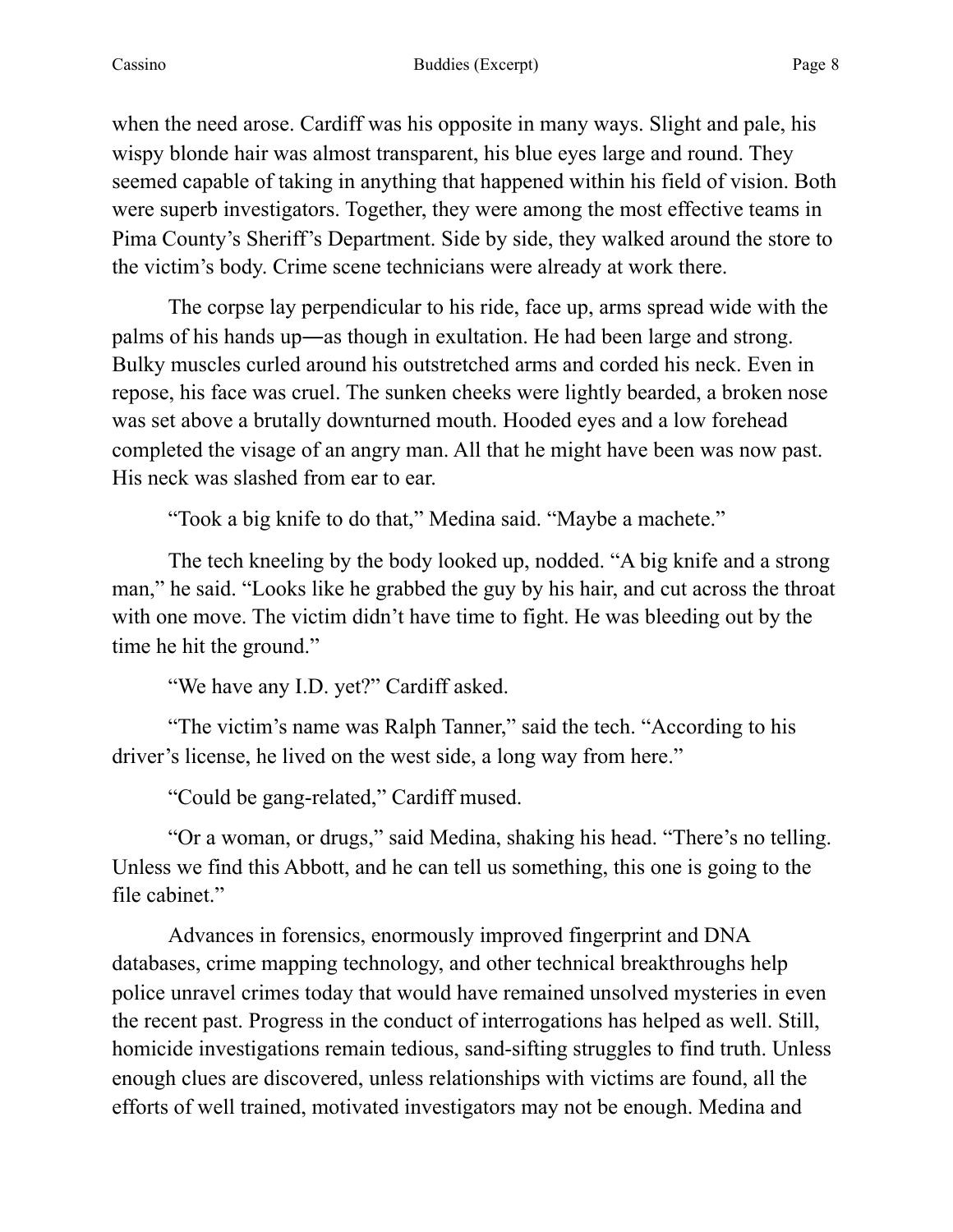when the need arose. Cardiff was his opposite in many ways. Slight and pale, his wispy blonde hair was almost transparent, his blue eyes large and round. They seemed capable of taking in anything that happened within his field of vision. Both were superb investigators. Together, they were among the most effective teams in Pima County's Sheriff's Department. Side by side, they walked around the store to the victim's body. Crime scene technicians were already at work there.

The corpse lay perpendicular to his ride, face up, arms spread wide with the palms of his hands up―as though in exultation. He had been large and strong. Bulky muscles curled around his outstretched arms and corded his neck. Even in repose, his face was cruel. The sunken cheeks were lightly bearded, a broken nose was set above a brutally downturned mouth. Hooded eyes and a low forehead completed the visage of an angry man. All that he might have been was now past. His neck was slashed from ear to ear.

"Took a big knife to do that," Medina said. "Maybe a machete."

The tech kneeling by the body looked up, nodded. "A big knife and a strong man," he said. "Looks like he grabbed the guy by his hair, and cut across the throat with one move. The victim didn't have time to fight. He was bleeding out by the time he hit the ground."

"We have any I.D. yet?" Cardiff asked.

"The victim's name was Ralph Tanner," said the tech. "According to his driver's license, he lived on the west side, a long way from here."

"Could be gang-related," Cardiff mused.

"Or a woman, or drugs," said Medina, shaking his head. "There's no telling. Unless we find this Abbott, and he can tell us something, this one is going to the file cabinet."

Advances in forensics, enormously improved fingerprint and DNA databases, crime mapping technology, and other technical breakthroughs help police unravel crimes today that would have remained unsolved mysteries in even the recent past. Progress in the conduct of interrogations has helped as well. Still, homicide investigations remain tedious, sand-sifting struggles to find truth. Unless enough clues are discovered, unless relationships with victims are found, all the efforts of well trained, motivated investigators may not be enough. Medina and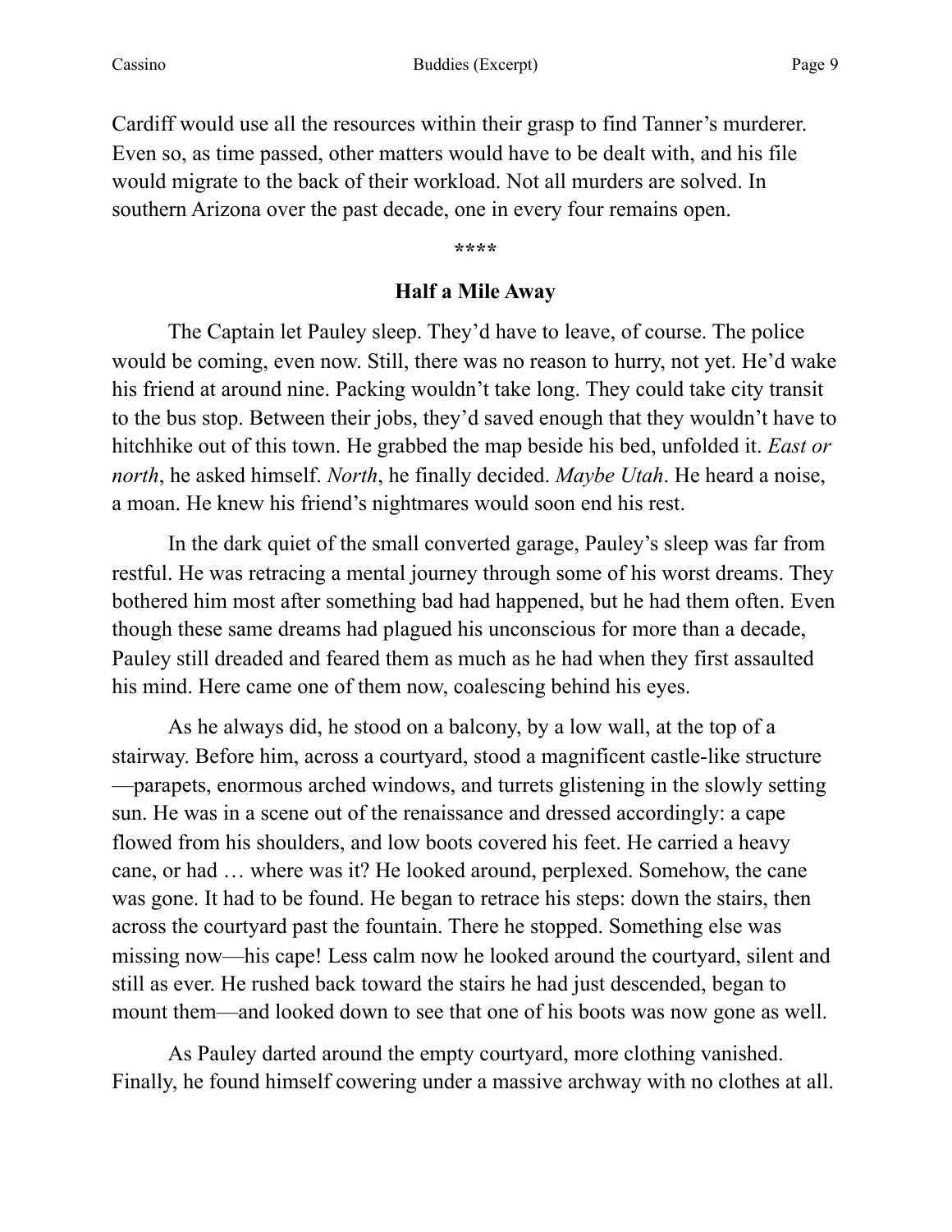Cardiff would use all the resources within their grasp to find Tanner's murderer. Even so, as time passed, other matters would have to be dealt with, and his file would migrate to the back of their workload. Not all murders are solved. In southern Arizona over the past decade, one in every four remains open.

****

### Half a Mile Away

The Captain let Pauley sleep. They'd have to leave, of course. The police would be coming, even now. Still, there was no reason to hurry, not yet. He'd wake his friend at around nine. Packing wouldn't take long. They could take city transit to the bus stop. Between their jobs, they'd saved enough that they wouldn't have to hitchhike out of this town. He grabbed the map beside his bed, unfolded it. *East or north*, he asked himself. *North*, he finally decided. *Maybe Utah*. He heard a noise, a moan. He knew his friend's nightmares would soon end his rest.

In the dark quiet of the small converted garage, Pauley's sleep was far from restful. He was retracing a mental journey through some of his worst dreams. They bothered him most after something bad had happened, but he had them often. Even though these same dreams had plagued his unconscious for more than a decade, Pauley still dreaded and feared them as much as he had when they first assaulted his mind. Here came one of them now, coalescing behind his eyes.

As he always did, he stood on a balcony, by a low wall, at the top of a stairway. Before him, across a courtyard, stood a magnificent castle-like structure—parapets, enormous arched windows, and turrets glistening in the slowly setting sun. He was in a scene out of the renaissance and dressed accordingly: a cape flowed from his shoulders, and low boots covered his feet. He carried a heavy cane, or had … where was it? He looked around, perplexed. Somehow, the cane was gone. It had to be found. He began to retrace his steps: down the stairs, then across the courtyard past the fountain. There he stopped. Something else was missing now—his cape! Less calm now he looked around the courtyard, silent and still as ever. He rushed back toward the stairs he had just descended, began to mount them—and looked down to see that one of his boots was now gone as well.

As Pauley darted around the empty courtyard, more clothing vanished. Finally, he found himself cowering under a massive archway with no clothes at all.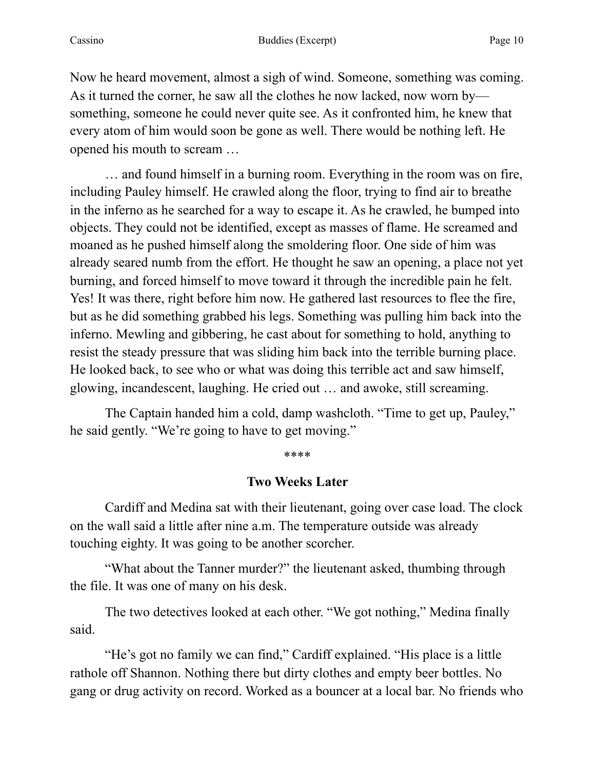Now he heard movement, almost a sigh of wind. Someone, something was coming. As it turned the corner, he saw all the clothes he now lacked, now worn by—something, someone he could never quite see. As it confronted him, he knew that every atom of him would soon be gone as well. There would be nothing left. He opened his mouth to scream …

… and found himself in a burning room. Everything in the room was on fire, including Pauley himself. He crawled along the floor, trying to find air to breathe in the inferno as he searched for a way to escape it. As he crawled, he bumped into objects. They could not be identified, except as masses of flame. He screamed and moaned as he pushed himself along the smoldering floor. One side of him was already seared numb from the effort. He thought he saw an opening, a place not yet burning, and forced himself to move toward it through the incredible pain he felt. Yes! It was there, right before him now. He gathered last resources to flee the fire, but as he did something grabbed his legs. Something was pulling him back into the inferno. Mewling and gibbering, he cast about for something to hold, anything to resist the steady pressure that was sliding him back into the terrible burning place. He looked back, to see who or what was doing this terrible act and saw himself, glowing, incandescent, laughing. He cried out … and awoke, still screaming.

The Captain handed him a cold, damp washcloth. "Time to get up, Pauley," he said gently. "We're going to have to get moving."

****

**Two Weeks Later**

Cardiff and Medina sat with their lieutenant, going over case load. The clock on the wall said a little after nine a.m. The temperature outside was already touching eighty. It was going to be another scorcher.

"What about the Tanner murder?" the lieutenant asked, thumbing through the file. It was one of many on his desk.

The two detectives looked at each other. "We got nothing," Medina finally said.

"He's got no family we can find," Cardiff explained. "His place is a little rathole off Shannon. Nothing there but dirty clothes and empty beer bottles. No gang or drug activity on record. Worked as a bouncer at a local bar. No friends who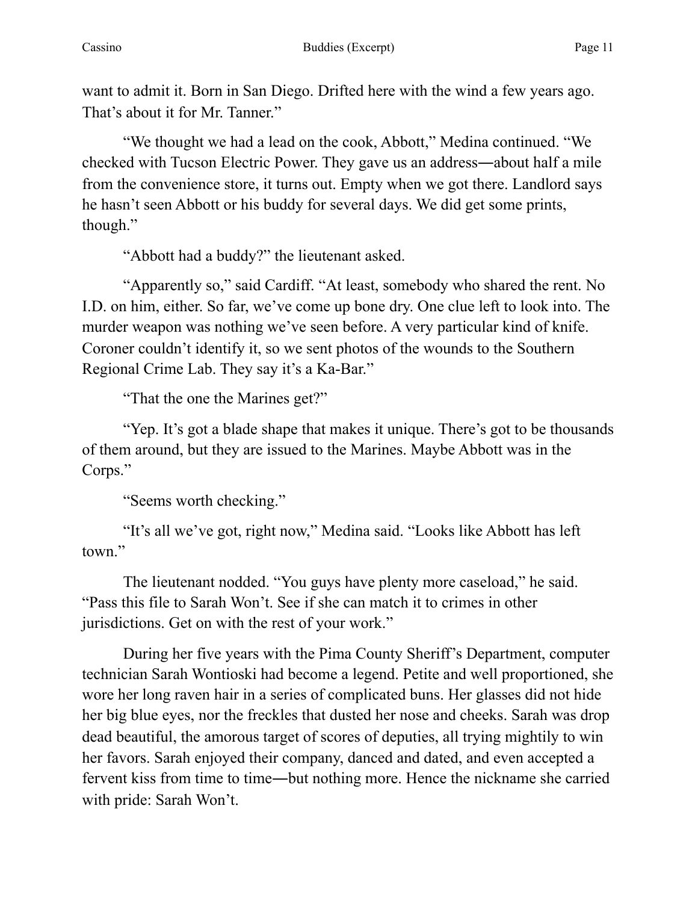want to admit it. Born in San Diego. Drifted here with the wind a few years ago. That's about it for Mr. Tanner."

"We thought we had a lead on the cook, Abbott," Medina continued. "We checked with Tucson Electric Power. They gave us an address―about half a mile from the convenience store, it turns out. Empty when we got there. Landlord says he hasn't seen Abbott or his buddy for several days. We did get some prints, though."

"Abbott had a buddy?" the lieutenant asked.

"Apparently so," said Cardiff. "At least, somebody who shared the rent. No I.D. on him, either. So far, we've come up bone dry. One clue left to look into. The murder weapon was nothing we've seen before. A very particular kind of knife. Coroner couldn't identify it, so we sent photos of the wounds to the Southern Regional Crime Lab. They say it's a Ka-Bar."

"That the one the Marines get?"

"Yep. It's got a blade shape that makes it unique. There's got to be thousands of them around, but they are issued to the Marines. Maybe Abbott was in the Corps."

"Seems worth checking."

"It's all we've got, right now," Medina said. "Looks like Abbott has left town."

The lieutenant nodded. "You guys have plenty more caseload," he said. "Pass this file to Sarah Won't. See if she can match it to crimes in other jurisdictions. Get on with the rest of your work."

During her five years with the Pima County Sheriff's Department, computer technician Sarah Wontioski had become a legend. Petite and well proportioned, she wore her long raven hair in a series of complicated buns. Her glasses did not hide her big blue eyes, nor the freckles that dusted her nose and cheeks. Sarah was drop dead beautiful, the amorous target of scores of deputies, all trying mightily to win her favors. Sarah enjoyed their company, danced and dated, and even accepted a fervent kiss from time to time―but nothing more. Hence the nickname she carried with pride: Sarah Won't.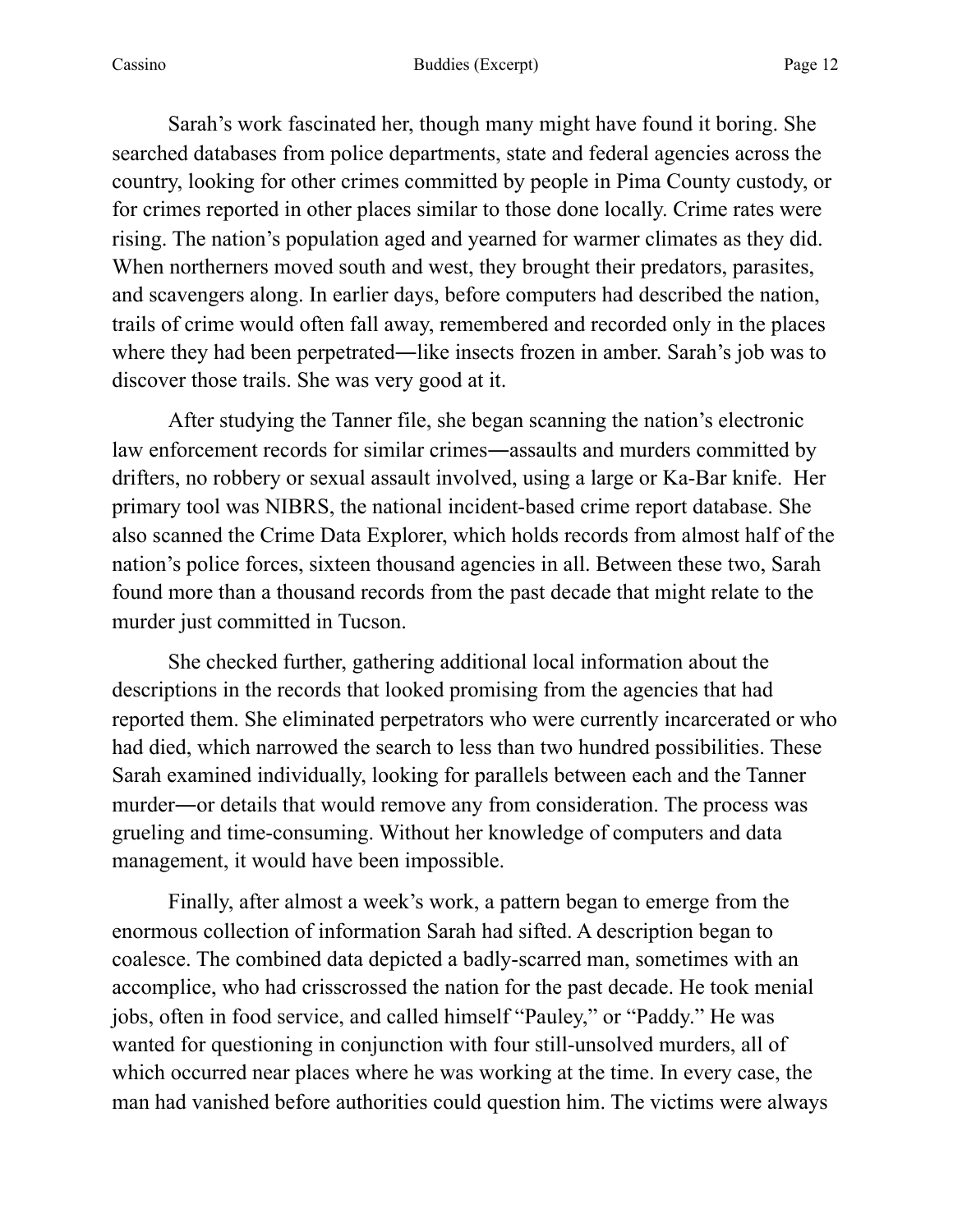Sarah's work fascinated her, though many might have found it boring. She searched databases from police departments, state and federal agencies across the country, looking for other crimes committed by people in Pima County custody, or for crimes reported in other places similar to those done locally. Crime rates were rising. The nation's population aged and yearned for warmer climates as they did. When northerners moved south and west, they brought their predators, parasites, and scavengers along. In earlier days, before computers had described the nation, trails of crime would often fall away, remembered and recorded only in the places where they had been perpetrated—like insects frozen in amber. Sarah's job was to discover those trails. She was very good at it.

After studying the Tanner file, she began scanning the nation's electronic law enforcement records for similar crimes—assaults and murders committed by drifters, no robbery or sexual assault involved, using a large or Ka-Bar knife. Her primary tool was NIBRS, the national incident-based crime report database. She also scanned the Crime Data Explorer, which holds records from almost half of the nation's police forces, sixteen thousand agencies in all. Between these two, Sarah found more than a thousand records from the past decade that might relate to the murder just committed in Tucson.

She checked further, gathering additional local information about the descriptions in the records that looked promising from the agencies that had reported them. She eliminated perpetrators who were currently incarcerated or who had died, which narrowed the search to less than two hundred possibilities. These Sarah examined individually, looking for parallels between each and the Tanner murder—or details that would remove any from consideration. The process was grueling and time-consuming. Without her knowledge of computers and data management, it would have been impossible.

Finally, after almost a week's work, a pattern began to emerge from the enormous collection of information Sarah had sifted. A description began to coalesce. The combined data depicted a badly-scarred man, sometimes with an accomplice, who had crisscrossed the nation for the past decade. He took menial jobs, often in food service, and called himself "Pauley," or "Paddy." He was wanted for questioning in conjunction with four still-unsolved murders, all of which occurred near places where he was working at the time. In every case, the man had vanished before authorities could question him. The victims were always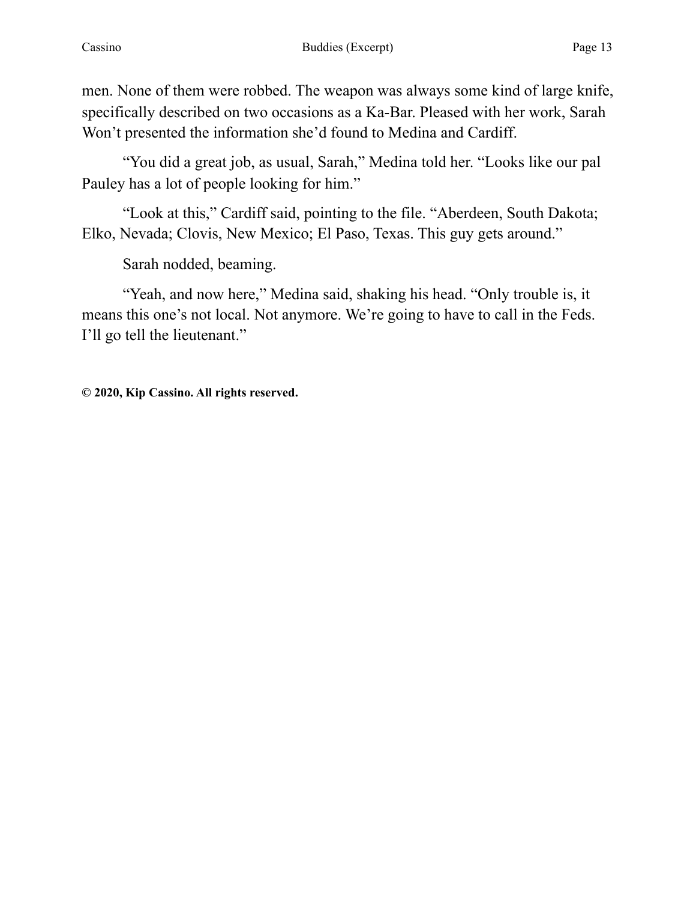men. None of them were robbed. The weapon was always some kind of large knife, specifically described on two occasions as a Ka-Bar. Pleased with her work, Sarah Won't presented the information she'd found to Medina and Cardiff.

"You did a great job, as usual, Sarah," Medina told her. "Looks like our pal Pauley has a lot of people looking for him."

"Look at this," Cardiff said, pointing to the file. "Aberdeen, South Dakota; Elko, Nevada; Clovis, New Mexico; El Paso, Texas. This guy gets around."

Sarah nodded, beaming.

"Yeah, and now here," Medina said, shaking his head. "Only trouble is, it means this one's not local. Not anymore. We're going to have to call in the Feds. I'll go tell the lieutenant."

**© 2020, Kip Cassino. All rights reserved.**